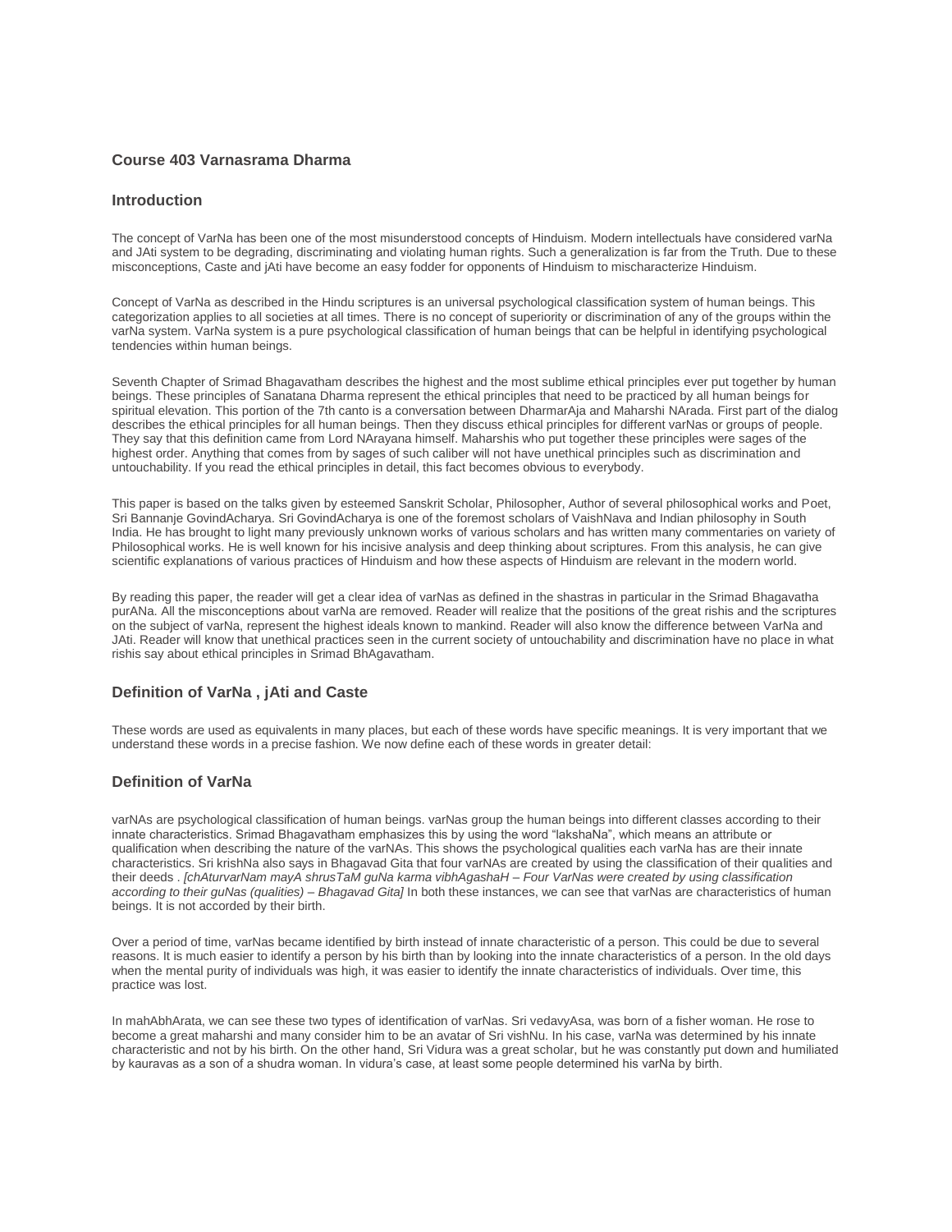# Course 403 Varnasrama Dharma

## Introduction

The concept of VarNa has been one of the most misunderstood concepts of Hinduism. Modern intellectuals have considered varNa and JAti system to be degrading, discriminating and violating human rights. Such a generalization is far from the Truth. Due to these misconceptions, Caste and jAti have become an easy fodder for opponents of Hinduism to mischaracterize Hinduism.

Concept of VarNa as described in the Hindu scriptures is an universal psychological classification system of human beings. This categorization applies to all societies at all times. There is no concept of superiority or discrimination of any of the groups within the varNa system. VarNa system is a pure psychological classification of human beings that can be helpful in identifying psychological tendencies within human beings.

Seventh Chapter of Srimad Bhagavatham describes the highest and the most sublime ethical principles ever put together by human beings. These principles of Sanatana Dharma represent the ethical principles that need to be practiced by all human beings for spiritual elevation. This portion of the 7th canto is a conversation between DharmarAja and Maharshi NArada. First part of the dialog describes the ethical principles for all human beings. Then they discuss ethical principles for different varNas or groups of people. They say that this definition came from Lord NArayana himself. Maharshis who put together these principles were sages of the highest order. Anything that comes from by sages of such caliber will not have unethical principles such as discrimination and untouchability. If you read the ethical principles in detail, this fact becomes obvious to everybody.

This paper is based on the talks given by esteemed Sanskrit Scholar, Philosopher, Author of several philosophical works and Poet, Sri Bannanje GovindAcharya. Sri GovindAcharya is one of the foremost scholars of VaishNava and Indian philosophy in South India. He has brought to light many previously unknown works of various scholars and has written many commentaries on variety of Philosophical works. He is well known for his incisive analysis and deep thinking about scriptures. From this analysis, he can give scientific explanations of various practices of Hinduism and how these aspects of Hinduism are relevant in the modern world.

By reading this paper, the reader will get a clear idea of varNas as defined in the shastras in particular in the Srimad Bhagavatha purANa. All the misconceptions about varNa are removed. Reader will realize that the positions of the great rishis and the scriptures on the subject of varNa, represent the highest ideals known to mankind. Reader will also know the difference between VarNa and JAti. Reader will know that unethical practices seen in the current society of untouchability and discrimination have no place in what rishis say about ethical principles in Srimad BhAgavatham.

## Definition of VarNa , jAti and Caste

These words are used as equivalents in many places, but each of these words have specific meanings. It is very important that we understand these words in a precise fashion. We now define each of these words in greater detail:

## Definition of VarNa

varNAs are psychological classification of human beings. varNas group the human beings into different classes according to their innate characteristics. Srimad Bhagavatham emphasizes this by using the word "lakshaNa", which means an attribute or qualification when describing the nature of the varNAs. This shows the psychological qualities each varNa has are their innate characteristics. Sri krishNa also says in Bhagavad Gita that four varNAs are created by using the classification of their qualities and their deeds . *[chAturvarNam mayA shrusTaM guNa karma vibhAgashaH – Four VarNas were created by using classification according to their guNas (qualities) – Bhagavad Gita]* In both these instances, we can see that varNas are characteristics of human beings. It is not accorded by their birth.

Over a period of time, varNas became identified by birth instead of innate characteristic of a person. This could be due to several reasons. It is much easier to identify a person by his birth than by looking into the innate characteristics of a person. In the old days when the mental purity of individuals was high, it was easier to identify the innate characteristics of individuals. Over time, this practice was lost.

In mahAbhArata, we can see these two types of identification of varNas. Sri vedavyAsa, was born of a fisher woman. He rose to become a great maharshi and many consider him to be an avatar of Sri vishNu. In his case, varNa was determined by his innate characteristic and not by his birth. On the other hand, Sri Vidura was a great scholar, but he was constantly put down and humiliated by kauravas as a son of a shudra woman. In vidura's case, at least some people determined his varNa by birth.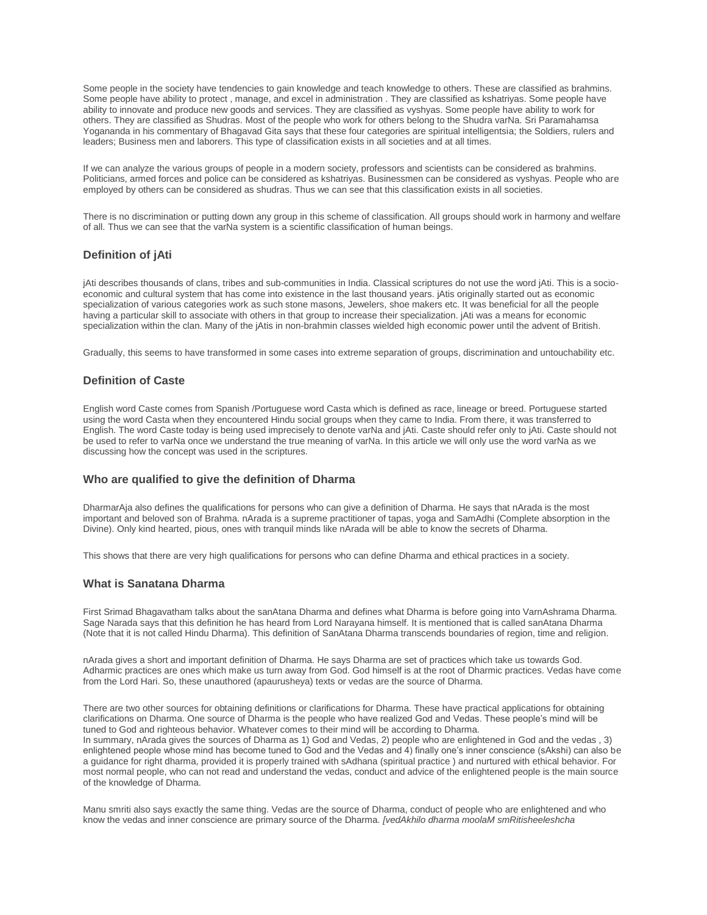Some people in the society have tendencies to gain knowledge and teach knowledge to others. These are classified as brahmins. Some people have ability to protect , manage, and excel in administration . They are classified as kshatriyas. Some people have ability to innovate and produce new goods and services. They are classified as vyshyas. Some people have ability to work for others. They are classified as Shudras. Most of the people who work for others belong to the Shudra varNa. Sri Paramahamsa Yogananda in his commentary of Bhagavad Gita says that these four categories are spiritual intelligentsia; the Soldiers, rulers and leaders; Business men and laborers. This type of classification exists in all societies and at all times.

If we can analyze the various groups of people in a modern society, professors and scientists can be considered as brahmins. Politicians, armed forces and police can be considered as kshatriyas. Businessmen can be considered as vyshyas. People who are employed by others can be considered as shudras. Thus we can see that this classification exists in all societies.

There is no discrimination or putting down any group in this scheme of classification. All groups should work in harmony and welfare of all. Thus we can see that the varNa system is a scientific classification of human beings.

### Definition of jAti

jAti describes thousands of clans, tribes and sub-communities in India. Classical scriptures do not use the word jAti. This is a socio-economic and cultural system that has come into existence in the last thousand years. jAtis originally started out as economic specialization of various categories work as such stone masons, Jewelers, shoe makers etc. It was beneficial for all the people having a particular skill to associate with others in that group to increase their specialization. jAti was a means for economic specialization within the clan. Many of the jAtis in non-brahmin classes wielded high economic power until the advent of British.

Gradually, this seems to have transformed in some cases into extreme separation of groups, discrimination and untouchability etc.

### Definition of Caste

English word Caste comes from Spanish /Portuguese word Casta which is defined as race, lineage or breed. Portuguese started using the word Casta when they encountered Hindu social groups when they came to India. From there, it was transferred to English. The word Caste today is being used imprecisely to denote varNa and jAti. Caste should refer only to jAti. Caste should not be used to refer to varNa once we understand the true meaning of varNa. In this article we will only use the word varNa as we discussing how the concept was used in the scriptures.

### Who are qualified to give the definition of Dharma

DharmarAja also defines the qualifications for persons who can give a definition of Dharma. He says that nArada is the most important and beloved son of Brahma. nArada is a supreme practitioner of tapas, yoga and SamAdhi (Complete absorption in the Divine). Only kind hearted, pious, ones with tranquil minds like nArada will be able to know the secrets of Dharma.

This shows that there are very high qualifications for persons who can define Dharma and ethical practices in a society.

### What is Sanatana Dharma

First Srimad Bhagavatham talks about the sanAtana Dharma and defines what Dharma is before going into VarnAshrama Dharma. Sage Narada says that this definition he has heard from Lord Narayana himself. It is mentioned that is called sanAtana Dharma (Note that it is not called Hindu Dharma). This definition of SanAtana Dharma transcends boundaries of region, time and religion.

nArada gives a short and important definition of Dharma. He says Dharma are set of practices which take us towards God. Adharmic practices are ones which make us turn away from God. God himself is at the root of Dharmic practices. Vedas have come from the Lord Hari. So, these unauthored (apaurusheya) texts or vedas are the source of Dharma.

There are two other sources for obtaining definitions or clarifications for Dharma. These have practical applications for obtaining clarifications on Dharma. One source of Dharma is the people who have realized God and Vedas. These people's mind will be tuned to God and righteous behavior. Whatever comes to their mind will be according to Dharma.
In summary, nArada gives the sources of Dharma as 1) God and Vedas, 2) people who are enlightened in God and the vedas , 3) enlightened people whose mind has become tuned to God and the Vedas and 4) finally one's inner conscience (sAkshi) can also be a guidance for right dharma, provided it is properly trained with sAdhana (spiritual practice ) and nurtured with ethical behavior. For most normal people, who can not read and understand the vedas, conduct and advice of the enlightened people is the main source of the knowledge of Dharma.

Manu smriti also says exactly the same thing. Vedas are the source of Dharma, conduct of people who are enlightened and who know the vedas and inner conscience are primary source of the Dharma. *[vedAkhilo dharma moolaM smRitisheeleshcha*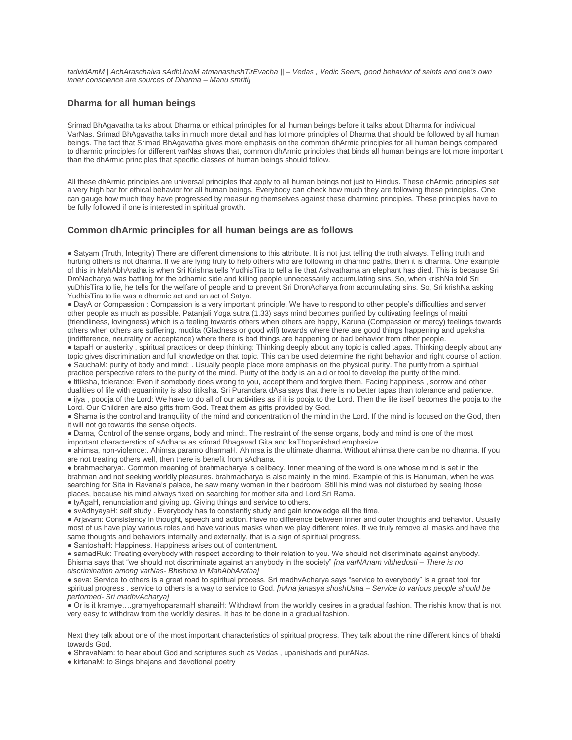*tadvidAmM | AchAraschaiva sAdhUnaM atmanastushTirEvacha || – Vedas , Vedic Seers, good behavior of saints and one's own inner conscience are sources of Dharma – Manu smriti]*

### Dharma for all human beings

Srimad BhAgavatha talks about Dharma or ethical principles for all human beings before it talks about Dharma for individual VarNas. Srimad BhAgavatha talks in much more detail and has lot more principles of Dharma that should be followed by all human beings. The fact that Srimad BhAgavatha gives more emphasis on the common dhArmic principles for all human beings compared to dharmic principles for different varNas shows that, common dhArmic principles that binds all human beings are lot more important than the dhArmic principles that specific classes of human beings should follow.

All these dhArmic principles are universal principles that apply to all human beings not just to Hindus. These dhArmic principles set a very high bar for ethical behavior for all human beings. Everybody can check how much they are following these principles. One can gauge how much they have progressed by measuring themselves against these dharminc principles. These principles have to be fully followed if one is interested in spiritual growth.

### Common dhArmic principles for all human beings are as follows

- Satyam (Truth, Integrity) There are different dimensions to this attribute. It is not just telling the truth always. Telling truth and hurting others is not dharma. If we are lying truly to help others who are following in dharmic paths, then it is dharma. One example of this in MahAbhAratha is when Sri Krishna tells YudhisTira to tell a lie that Ashvathama an elephant has died. This is because Sri DroNacharya was battling for the adhamic side and killing people unnecessarily accumulating sins. So, when krishNa told Sri yuDhisTira to lie, he tells for the welfare of people and to prevent Sri DronAcharya from accumulating sins. So, Sri krishNa asking YudhisTira to lie was a dharmic act and an act of Satya.
- DayA or Compassion : Compassion is a very important principle. We have to respond to other people's difficulties and server other people as much as possible. Patanjali Yoga sutra (1.33) says mind becomes purified by cultivating feelings of maitri (friendliness, lovingness) which is a feeling towards others when others are happy, Karuna (Compassion or mercy) feelings towards others when others are suffering, mudita (Gladness or good will) towards where there are good things happening and upeksha (indifference, neutrality or acceptance) where there is bad things are happening or bad behavior from other people.
- tapaH or austerity , spiritual practices or deep thinking: Thinking deeply about any topic is called tapas. Thinking deeply about any topic gives discrimination and full knowledge on that topic. This can be used determine the right behavior and right course of action.
- SauchaM: purity of body and mind: . Usually people place more emphasis on the physical purity. The purity from a spiritual practice perspective refers to the purity of the mind. Purity of the body is an aid or tool to develop the purity of the mind.
- titiksha, tolerance: Even if somebody does wrong to you, accept them and forgive them. Facing happiness , sorrow and other dualities of life with equanimity is also titiksha. Sri Purandara dAsa says that there is no better tapas than tolerance and patience.
- ijya , poooja of the Lord: We have to do all of our activities as if it is pooja to the Lord. Then the life itself becomes the pooja to the Lord. Our Children are also gifts from God. Treat them as gifts provided by God.
- Shama is the control and tranquility of the mind and concentration of the mind in the Lord. If the mind is focused on the God, then it will not go towards the sense objects.
- Dama, Control of the sense organs, body and mind:. The restraint of the sense organs, body and mind is one of the most important characterstics of sAdhana as srimad Bhagavad Gita and kaThopanishad emphasize.
- ahimsa, non-violence:. Ahimsa paramo dharmaH. Ahimsa is the ultimate dharma. Without ahimsa there can be no dharma. If you are not treating others well, then there is benefit from sAdhana.
- brahmacharya:. Common meaning of brahmacharya is celibacy. Inner meaning of the word is one whose mind is set in the brahman and not seeking worldly pleasures. brahmacharya is also mainly in the mind. Example of this is Hanuman, when he was searching for Sita in Ravana's palace, he saw many women in their bedroom. Still his mind was not disturbed by seeing those places, because his mind always fixed on searching for mother sita and Lord Sri Rama.
- tyAgaH, renunciation and giving up. Giving things and service to others.
- svAdhyayaH: self study . Everybody has to constantly study and gain knowledge all the time.
- Arjavam: Consistency in thought, speech and action. Have no difference between inner and outer thoughts and behavior. Usually most of us have play various roles and have various masks when we play different roles. If we truly remove all masks and have the same thoughts and behaviors internally and externally, that is a sign of spiritual progress.
- SantoshaH: Happiness. Happiness arises out of contentment.
- samadRuk: Treating everybody with respect according to their relation to you. We should not discriminate against anybody. Bhisma says that "we should not discriminate against an anybody in the society" *[na varNAnam vibhedosti – There is no discrimination among varNas- Bhishma in MahAbhAratha]*
- seva: Service to others is a great road to spiritual process. Sri madhvAcharya says "service to everybody" is a great tool for spiritual progress . service to others is a way to service to God. *[nAna janasya shushUsha – Service to various people should be performed- Sri madhvAcharya]*
- Or is it kramye….gramyehoparamaH shanaiH: Withdrawl from the worldly desires in a gradual fashion. The rishis know that is not very easy to withdraw from the worldly desires. It has to be done in a gradual fashion.

Next they talk about one of the most important characteristics of spiritual progress. They talk about the nine different kinds of bhakti towards God.

- ShravaNam: to hear about God and scriptures such as Vedas , upanishads and purANas.
- kirtanaM: to Sings bhajans and devotional poetry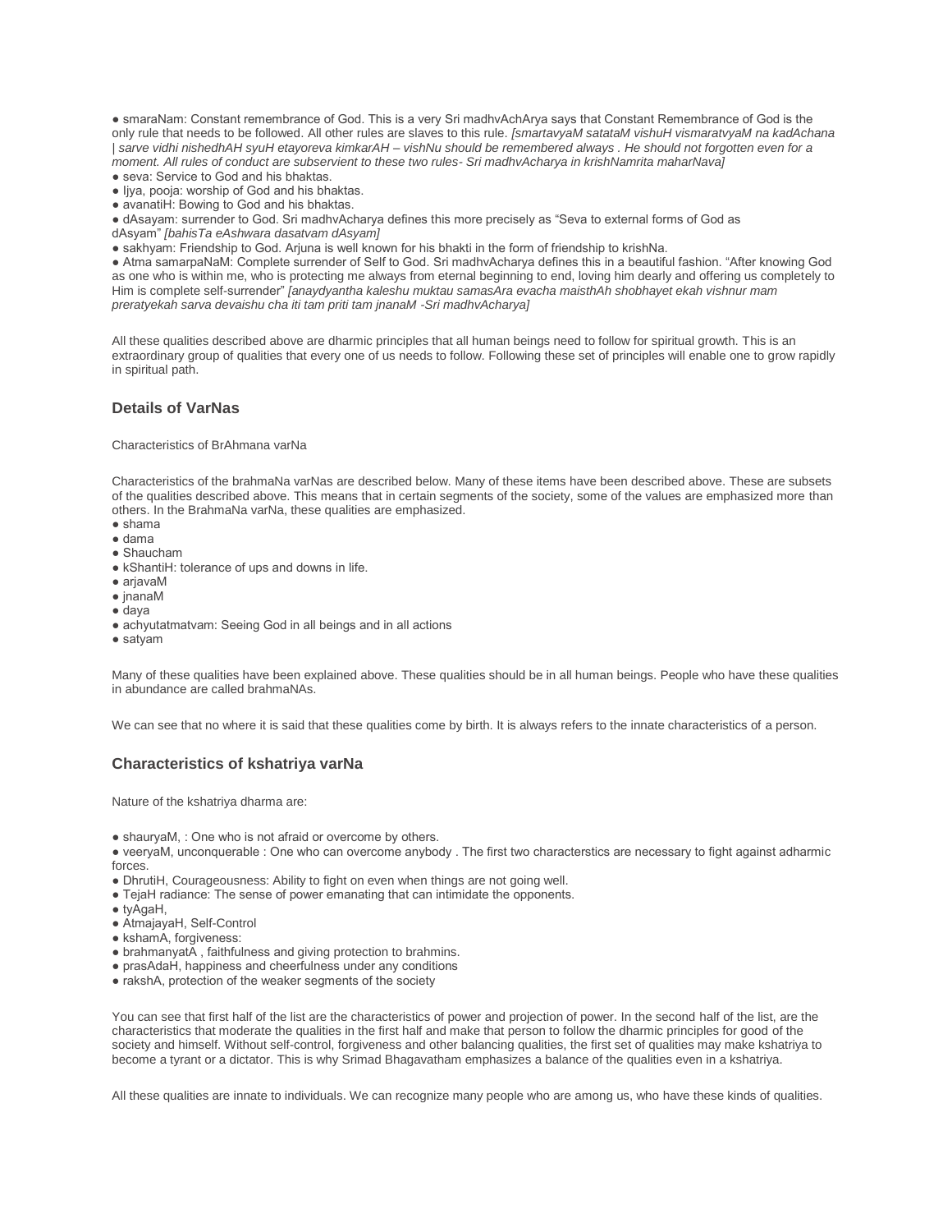- smaraNam: Constant remembrance of God. This is a very Sri madhvAchArya says that Constant Remembrance of God is the only rule that needs to be followed. All other rules are slaves to this rule. *[smartavyaM satataM vishuH vismaratvyaM na kadAchana | sarve vidhi nishedhAH syuH etayoreva kimkarAH – vishNu should be remembered always . He should not forgotten even for a moment. All rules of conduct are subservient to these two rules- Sri madhvAcharya in krishNamrita maharNava]*
- seva: Service to God and his bhaktas.
- Ijya, pooja: worship of God and his bhaktas.
- avanatiH: Bowing to God and his bhaktas.
- dAsayam: surrender to God. Sri madhvAcharya defines this more precisely as "Seva to external forms of God as dAsyam" *[bahisTa eAshwara dasatvam dAsyam]*
- sakhyam: Friendship to God. Arjuna is well known for his bhakti in the form of friendship to krishNa.
- Atma samarpaNaM: Complete surrender of Self to God. Sri madhvAcharya defines this in a beautiful fashion. "After knowing God as one who is within me, who is protecting me always from eternal beginning to end, loving him dearly and offering us completely to Him is complete self-surrender" *[anaydyantha kaleshu muktau samasAra evacha maisthAh shobhayet ekah vishnur mam preratyekah sarva devaishu cha iti tam priti tam jnanaM -Sri madhvAcharya]*

All these qualities described above are dharmic principles that all human beings need to follow for spiritual growth. This is an extraordinary group of qualities that every one of us needs to follow. Following these set of principles will enable one to grow rapidly in spiritual path.

### Details of VarNas

Characteristics of BrAhmana varNa

Characteristics of the brahmaNa varNas are described below. Many of these items have been described above. These are subsets of the qualities described above. This means that in certain segments of the society, some of the values are emphasized more than others. In the BrahmaNa varNa, these qualities are emphasized.

- shama
- dama
- Shaucham
- kShantiH: tolerance of ups and downs in life.
- arjavaM
- jnanaM
- daya
- achyutatmatvam: Seeing God in all beings and in all actions
- satyam

Many of these qualities have been explained above. These qualities should be in all human beings. People who have these qualities in abundance are called brahmaNAs.

We can see that no where it is said that these qualities come by birth. It is always refers to the innate characteristics of a person.

### Characteristics of kshatriya varNa

Nature of the kshatriya dharma are:

- shauryaM, : One who is not afraid or overcome by others.
- veeryaM, unconquerable : One who can overcome anybody . The first two characterstics are necessary to fight against adharmic forces.
- DhrutiH, Courageousness: Ability to fight on even when things are not going well.
- TejaH radiance: The sense of power emanating that can intimidate the opponents.
- tyAgaH,
- AtmajayaH, Self-Control
- kshamA, forgiveness:
- brahmanyatA , faithfulness and giving protection to brahmins.
- prasAdaH, happiness and cheerfulness under any conditions
- rakshA, protection of the weaker segments of the society

You can see that first half of the list are the characteristics of power and projection of power. In the second half of the list, are the characteristics that moderate the qualities in the first half and make that person to follow the dharmic principles for good of the society and himself. Without self-control, forgiveness and other balancing qualities, the first set of qualities may make kshatriya to become a tyrant or a dictator. This is why Srimad Bhagavatham emphasizes a balance of the qualities even in a kshatriya.

All these qualities are innate to individuals. We can recognize many people who are among us, who have these kinds of qualities.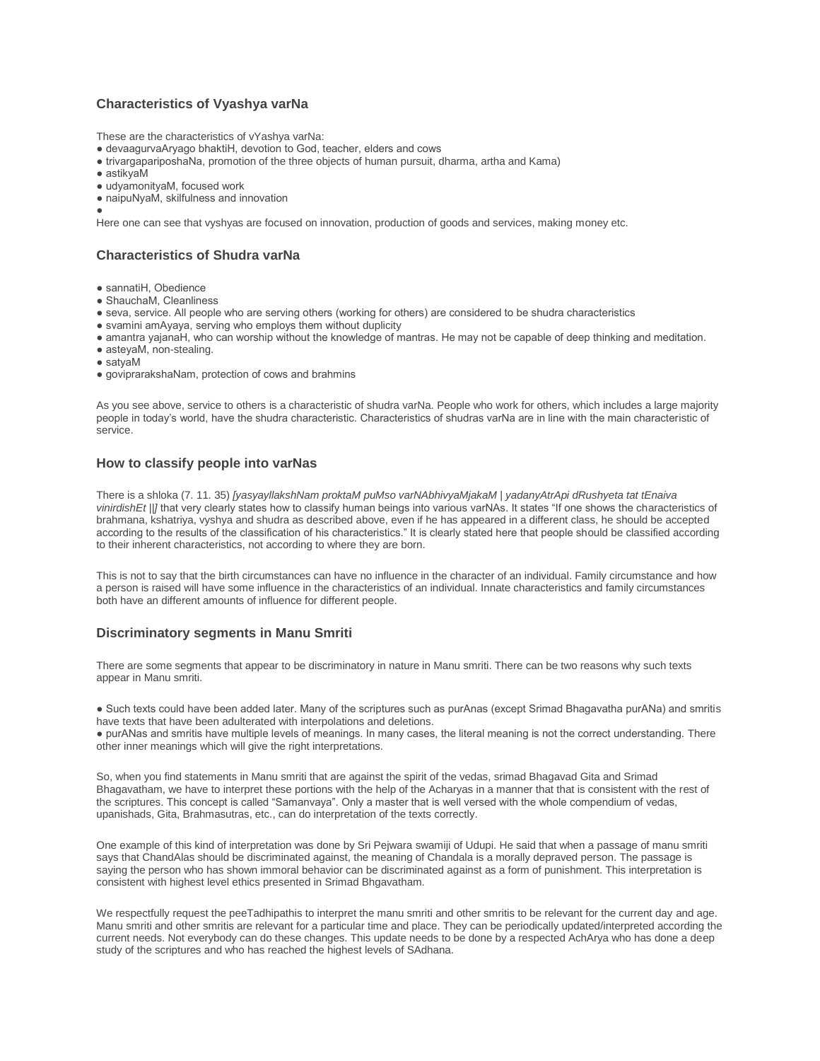### Characteristics of Vyashya varNa

These are the characteristics of vYashya varNa:

- devaagurvaAryago bhaktiH, devotion to God, teacher, elders and cows
- trivargapariposhaNa, promotion of the three objects of human pursuit, dharma, artha and Kama)
- astikyaM
- udyamonityaM, focused work
- naipuNyaM, skilfulness and innovation
- 

Here one can see that vyshyas are focused on innovation, production of goods and services, making money etc.

### Characteristics of Shudra varNa

- sannatiH, Obedience
- ShauchaM, Cleanliness
- seva, service. All people who are serving others (working for others) are considered to be shudra characteristics
- svamini amAyaya, serving who employs them without duplicity
- amantra yajanaH, who can worship without the knowledge of mantras. He may not be capable of deep thinking and meditation.
- asteyaM, non-stealing.
- satyaM
- gopiprarakshaNam, protection of cows and brahmins

As you see above, service to others is a characteristic of shudra varNa. People who work for others, which includes a large majority people in today's world, have the shudra characteristic. Characteristics of shudras varNa are in line with the main characteristic of service.

### How to classify people into varNas

There is a shloka (7. 11. 35) *[yasyayllakshNam proktaM puMso varNAbhivyaMjakaM | yadanyAtrApi dRushyeta tat tEnaiva vinirdishEt ||]* that very clearly states how to classify human beings into various varNAs. It states "If one shows the characteristics of brahmana, kshatriya, vyshya and shudra as described above, even if he has appeared in a different class, he should be accepted according to the results of the classification of his characteristics." It is clearly stated here that people should be classified according to their inherent characteristics, not according to where they are born.

This is not to say that the birth circumstances can have no influence in the character of an individual. Family circumstance and how a person is raised will have some influence in the characteristics of an individual. Innate characteristics and family circumstances both have an different amounts of influence for different people.

### Discriminatory segments in Manu Smriti

There are some segments that appear to be discriminatory in nature in Manu smriti. There can be two reasons why such texts appear in Manu smriti.

- Such texts could have been added later. Many of the scriptures such as purAnas (except Srimad Bhagavatha purANa) and smritis have texts that have been adulterated with interpolations and deletions.
- purANas and smritis have multiple levels of meanings. In many cases, the literal meaning is not the correct understanding. There other inner meanings which will give the right interpretations.

So, when you find statements in Manu smriti that are against the spirit of the vedas, srimad Bhagavad Gita and Srimad Bhagavatham, we have to interpret these portions with the help of the Acharyas in a manner that that is consistent with the rest of the scriptures. This concept is called "Samanvaya". Only a master that is well versed with the whole compendium of vedas, upanishads, Gita, Brahmasutras, etc., can do interpretation of the texts correctly.

One example of this kind of interpretation was done by Sri Pejwara swamiji of Udupi. He said that when a passage of manu smriti says that ChandAlas should be discriminated against, the meaning of Chandala is a morally depraved person. The passage is saying the person who has shown immoral behavior can be discriminated against as a form of punishment. This interpretation is consistent with highest level ethics presented in Srimad Bhgavatham.

We respectfully request the peeTadhipathis to interpret the manu smriti and other smritis to be relevant for the current day and age. Manu smriti and other smritis are relevant for a particular time and place. They can be periodically updated/interpreted according the current needs. Not everybody can do these changes. This update needs to be done by a respected AchArya who has done a deep study of the scriptures and who has reached the highest levels of SAdhana.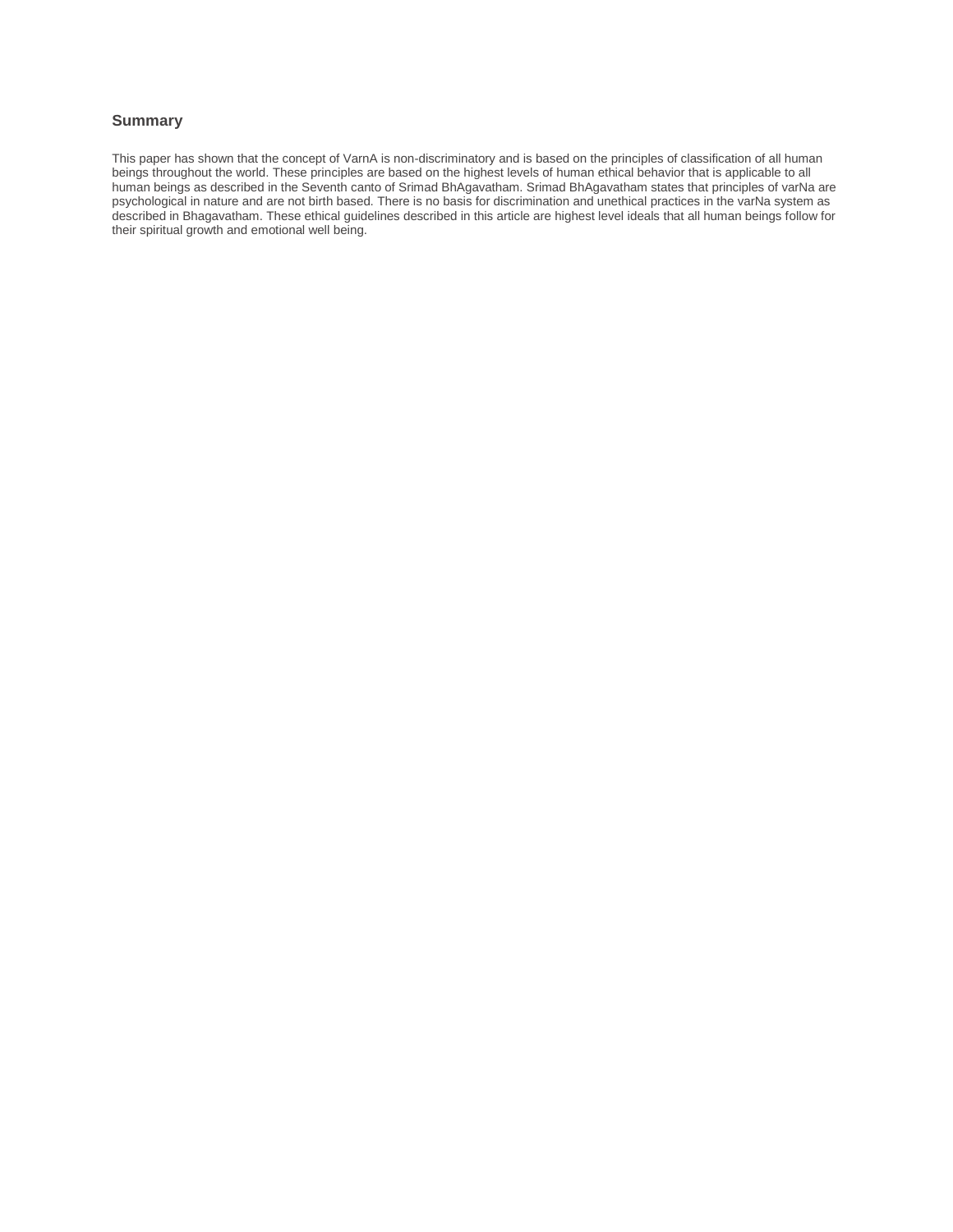## Summary

This paper has shown that the concept of VarnA is non-discriminatory and is based on the principles of classification of all human beings throughout the world. These principles are based on the highest levels of human ethical behavior that is applicable to all human beings as described in the Seventh canto of Srimad BhAgavatham. Srimad BhAgavatham states that principles of varNa are psychological in nature and are not birth based. There is no basis for discrimination and unethical practices in the varNa system as described in Bhagavatham. These ethical guidelines described in this article are highest level ideals that all human beings follow for their spiritual growth and emotional well being.